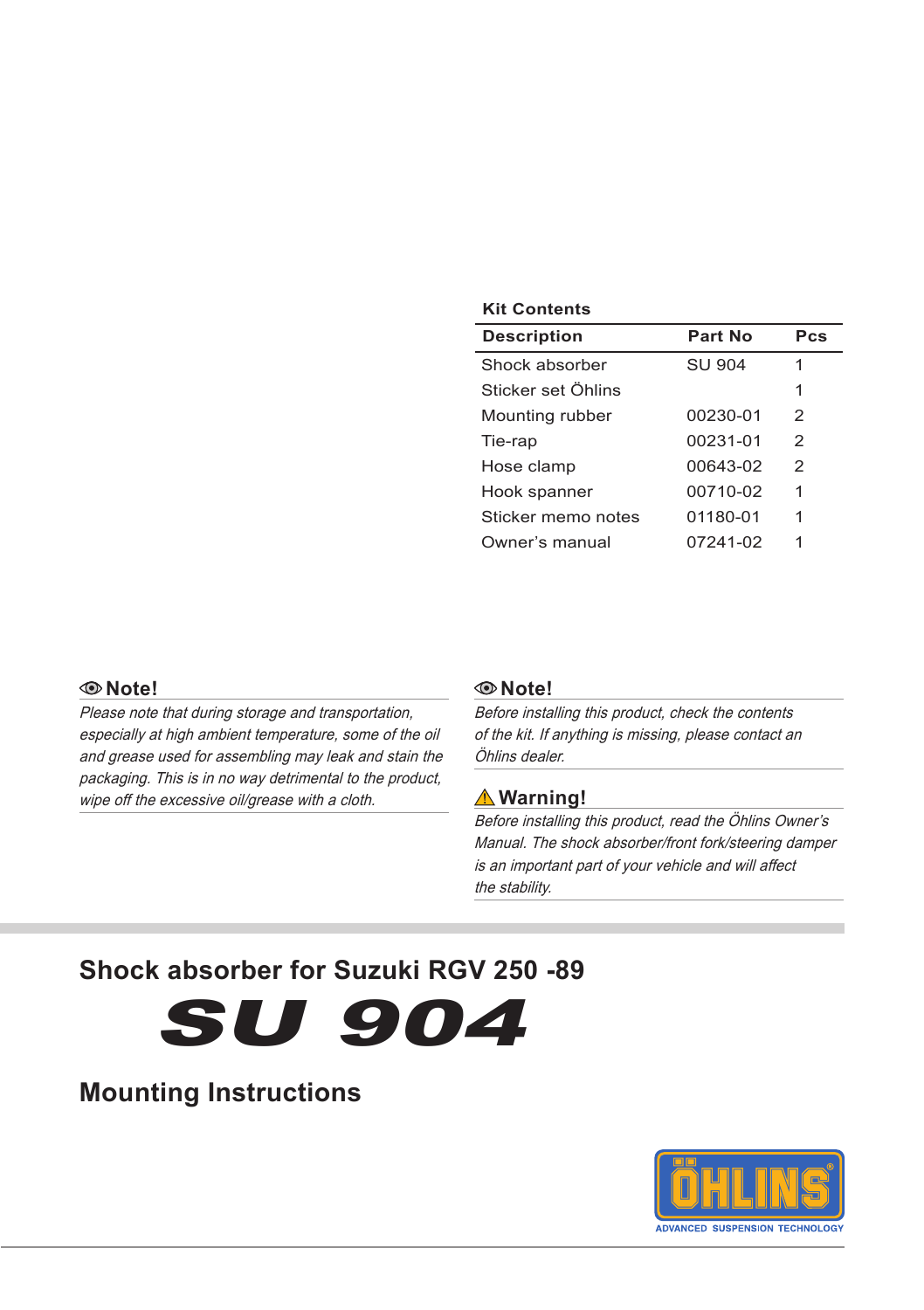**Kit Contents**

| Description | Part No | Pcs |
|---|---|---|
| Shock absorber | SU 904 | 1 |
| Sticker set Öhlins | | 1 |
| Mounting rubber | 00230-01 | 2 |
| Tie-rap | 00231-01 | 2 |
| Hose clamp | 00643-02 | 2 |
| Hook spanner | 00710-02 | 1 |
| Sticker memo notes | 01180-01 | 1 |
| Owner's manual | 07241-02 | 1 |

**Note!**

*Please note that during storage and transportation, especially at high ambient temperature, some of the oil and grease used for assembling may leak and stain the packaging. This is in no way detrimental to the product, wipe off the excessive oil/grease with a cloth.*

**Note!**

*Before installing this product, check the contents of the kit. If anything is missing, please contact an Öhlins dealer.*

**⚠ Warning!**

*Before installing this product, read the Öhlins Owner's Manual. The shock absorber/front fork/steering damper is an important part of your vehicle and will affect the stability.*

## Shock absorber for Suzuki RGV 250 -89

# SU 904

## Mounting Instructions

ÖHLINS

ADVANCED SUSPENSION TECHNOLOGY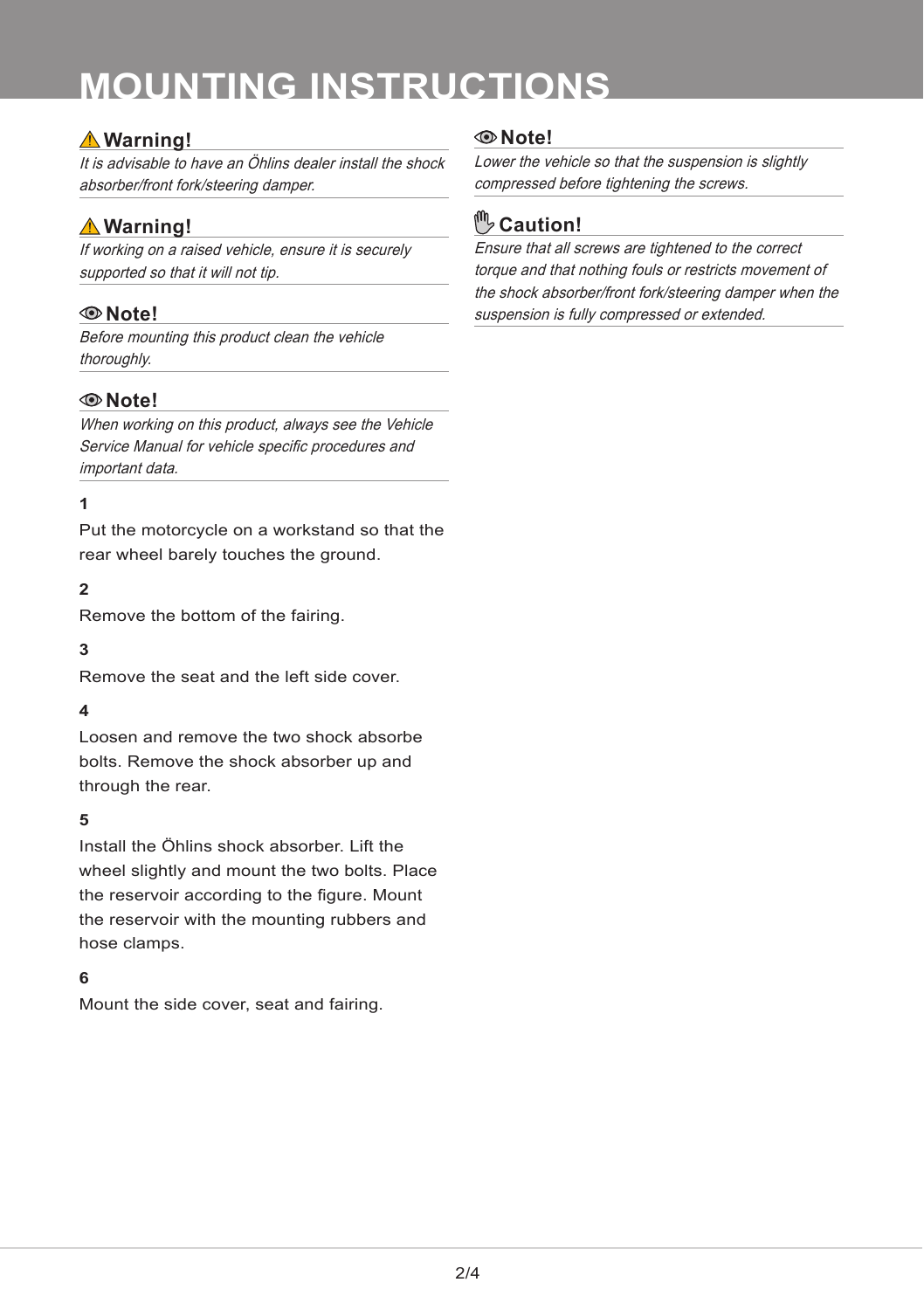# MOUNTING INSTRUCTIONS

### ⚠ Warning!

*It is advisable to have an Öhlins dealer install the shock absorber/front fork/steering damper.*

### ⚠ Warning!

*If working on a raised vehicle, ensure it is securely supported so that it will not tip.*

### Note!

*Before mounting this product clean the vehicle thoroughly.*

### Note!

*When working on this product, always see the Vehicle Service Manual for vehicle specific procedures and important data.*

**1**

Put the motorcycle on a workstand so that the rear wheel barely touches the ground.

**2**

Remove the bottom of the fairing.

**3**

Remove the seat and the left side cover.

**4**

Loosen and remove the two shock absorbe bolts. Remove the shock absorber up and through the rear.

**5**

Install the Öhlins shock absorber. Lift the wheel slightly and mount the two bolts. Place the reservoir according to the figure. Mount the reservoir with the mounting rubbers and hose clamps.

**6**

Mount the side cover, seat and fairing.

### Note!

*Lower the vehicle so that the suspension is slightly compressed before tightening the screws.*

### Caution!

*Ensure that all screws are tightened to the correct torque and that nothing fouls or restricts movement of the shock absorber/front fork/steering damper when the suspension is fully compressed or extended.*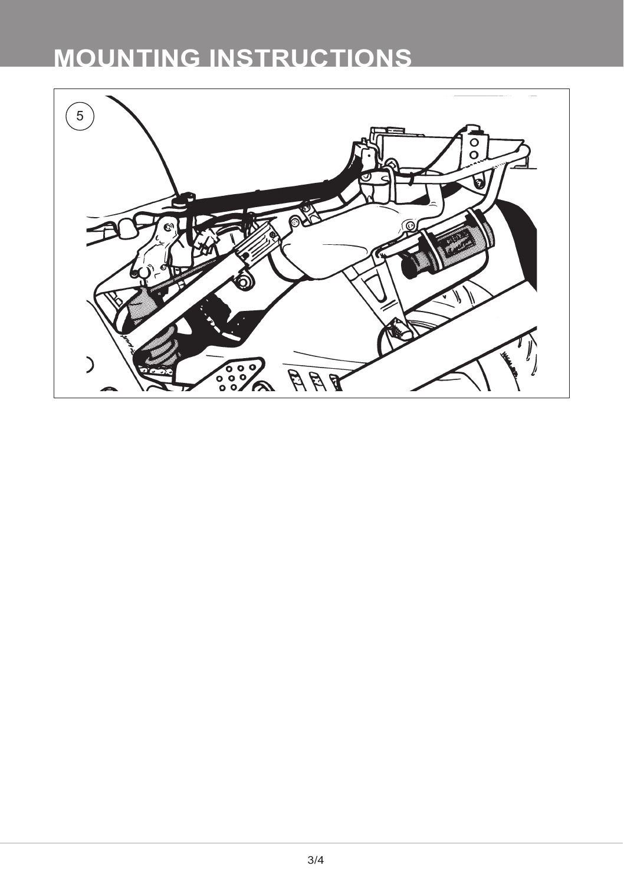# MOUNTING INSTRUCTIONS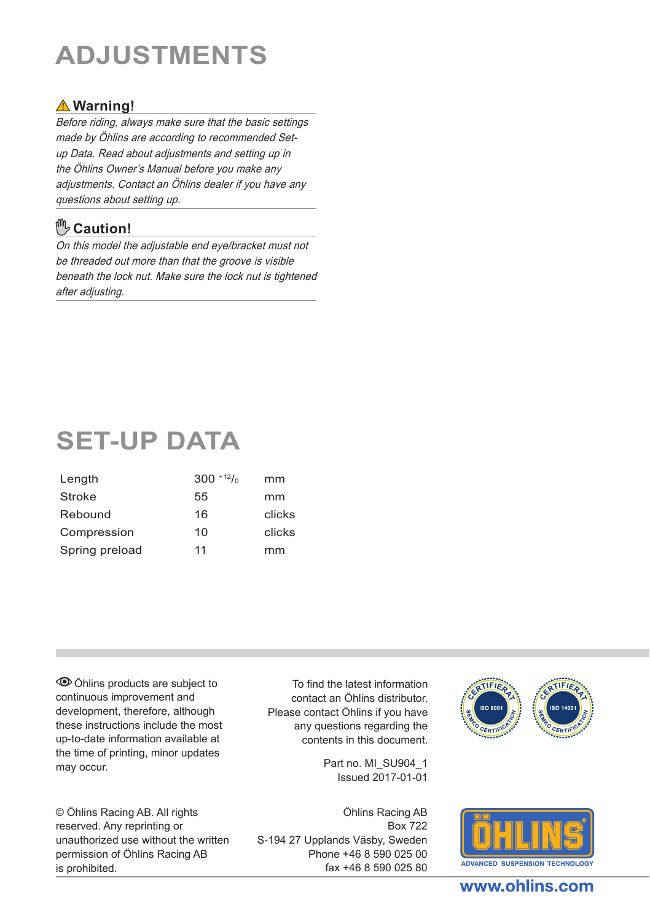# ADJUSTMENTS

### ⚠ Warning!

*Before riding, always make sure that the basic settings made by Öhlins are according to recommended Set-up Data. Read about adjustments and setting up in the Öhlins Owner's Manual before you make any adjustments. Contact an Öhlins dealer if you have any questions about setting up.*

### Caution!

*On this model the adjustable end eye/bracket must not be threaded out more than that the groove is visible beneath the lock nut. Make sure the lock nut is tightened after adjusting.*

# SET-UP DATA

| | | |
|---|---|---|
| Length | 300 $^{+12}/_{0}$ | mm |
| Stroke | 55 | mm |
| Rebound | 16 | clicks |
| Compression | 10 | clicks |
| Spring preload | 11 | mm |

Öhlins products are subject to continuous improvement and development, therefore, although these instructions include the most up-to-date information available at the time of printing, minor updates may occur.

To find the latest information contact an Öhlins distributor. Please contact Öhlins if you have any questions regarding the contents in this document.

Part no. MI_SU904_1
Issued 2017-01-01

© Öhlins Racing AB. All rights reserved. Any reprinting or unauthorized use without the written permission of Öhlins Racing AB is prohibited.

Öhlins Racing AB
Box 722
S-194 27 Upplands Väsby, Sweden
Phone +46 8 590 025 00
fax +46 8 590 025 80

ISO 9001 – CERTIFIERAT – SEMKO CERTIFICATION

ISO 14001 – CERTIFIERAT – SEMKO CERTIFICATION

ÖHLINS
ADVANCED SUSPENSION TECHNOLOGY

www.ohlins.com